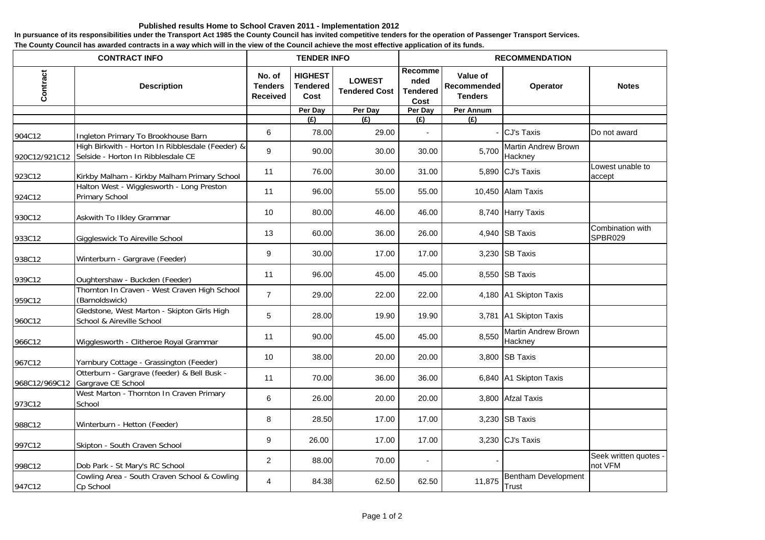**Published results Home to School Craven 2011 - Implementation 2012**

**In pursuance of its responsibilities under the Transport Act 1985 the County Council has invited competitive tenders for the operation of Passenger Transport Services.**

**The County Council has awarded contracts in a way which will in the view of the Council achieve the most effective application of its funds.**

| CONTRACT INFO | | TENDER INFO | | | RECOMMENDATION | | | |
|---|---|---|---|---|---|---|---|---|
| Contract | Description | No. of Tenders Received | HIGHEST Tendered Cost | LOWEST Tendered Cost | Recommended Tendered Cost | Value of Recommended Tenders | Operator | Notes |
| | | | Per Day | Per Day | Per Day | Per Annum | | |
| | | | (£) | (£) | (£) | (£) | | |
| 904C12 | Ingleton Primary To Brookhouse Barn | 6 | 78.00 | 29.00 | - | - | CJ's Taxis | Do not award |
| 920C12/921C12 | High Birkwith - Horton In Ribblesdale (Feeder) & Selside - Horton In Ribblesdale CE | 9 | 90.00 | 30.00 | 30.00 | 5,700 | Martin Andrew Brown Hackney | |
| 923C12 | Kirkby Malham - Kirkby Malham Primary School | 11 | 76.00 | 30.00 | 31.00 | 5,890 | CJ's Taxis | Lowest unable to accept |
| 924C12 | Halton West - Wigglesworth - Long Preston Primary School | 11 | 96.00 | 55.00 | 55.00 | 10,450 | Alam Taxis | |
| 930C12 | Askwith To Ilkley Grammar | 10 | 80.00 | 46.00 | 46.00 | 8,740 | Harry Taxis | |
| 933C12 | Giggleswick To Aireville School | 13 | 60.00 | 36.00 | 26.00 | 4,940 | SB Taxis | Combination with SPBR029 |
| 938C12 | Winterburn - Gargrave (Feeder) | 9 | 30.00 | 17.00 | 17.00 | 3,230 | SB Taxis | |
| 939C12 | Oughtershaw - Buckden (Feeder) | 11 | 96.00 | 45.00 | 45.00 | 8,550 | SB Taxis | |
| 959C12 | Thornton In Craven - West Craven High School (Barnoldswick) | 7 | 29.00 | 22.00 | 22.00 | 4,180 | A1 Skipton Taxis | |
| 960C12 | Gledstone, West Marton - Skipton Girls High School & Aireville School | 5 | 28.00 | 19.90 | 19.90 | 3,781 | A1 Skipton Taxis | |
| 966C12 | Wigglesworth - Clitheroe Royal Grammar | 11 | 90.00 | 45.00 | 45.00 | 8,550 | Martin Andrew Brown Hackney | |
| 967C12 | Yarnbury Cottage - Grassington (Feeder) | 10 | 38.00 | 20.00 | 20.00 | 3,800 | SB Taxis | |
| 968C12/969C12 | Otterburn - Gargrave (feeder) & Bell Busk - Gargrave CE School | 11 | 70.00 | 36.00 | 36.00 | 6,840 | A1 Skipton Taxis | |
| 973C12 | West Marton - Thornton In Craven Primary School | 6 | 26.00 | 20.00 | 20.00 | 3,800 | Afzal Taxis | |
| 988C12 | Winterburn - Hetton (Feeder) | 8 | 28.50 | 17.00 | 17.00 | 3,230 | SB Taxis | |
| 997C12 | Skipton - South Craven School | 9 | 26.00 | 17.00 | 17.00 | 3,230 | CJ's Taxis | |
| 998C12 | Dob Park - St Mary's RC School | 2 | 88.00 | 70.00 | - | - | | Seek written quotes - not VFM |
| 947C12 | Cowling Area - South Craven School & Cowling Cp School | 4 | 84.38 | 62.50 | 62.50 | 11,875 | Bentham Development Trust | |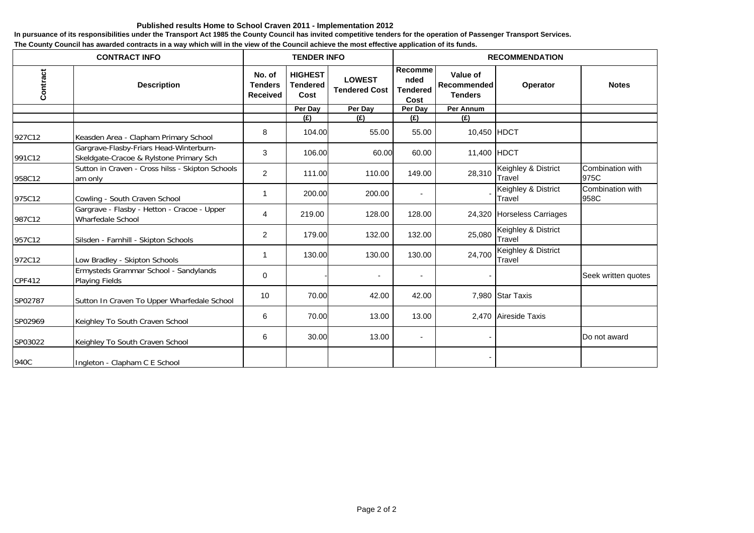**Published results Home to School Craven 2011 - Implementation 2012**

**In pursuance of its responsibilities under the Transport Act 1985 the County Council has invited competitive tenders for the operation of Passenger Transport Services.**

**The County Council has awarded contracts in a way which will in the view of the Council achieve the most effective application of its funds.**

| CONTRACT INFO | | TENDER INFO | | | RECOMMENDATION | | | |
|---|---|---|---|---|---|---|---|---|
| Contract | Description | No. of Tenders Received | HIGHEST Tendered Cost | LOWEST Tendered Cost | Recommended Tendered Cost | Value of Recommended Tenders | Operator | Notes |
| | | | Per Day | Per Day | Per Day | Per Annum | | |
| | | | (£) | (£) | (£) | (£) | | |
| 927C12 | Keasden Area - Clapham Primary School | 8 | 104.00 | 55.00 | 55.00 | 10,450 | HDCT | |
| 991C12 | Gargrave-Flasby-Friars Head-Winterburn-Skeldgate-Cracoe & Rylstone Primary Sch | 3 | 106.00 | 60.00 | 60.00 | 11,400 | HDCT | |
| 958C12 | Sutton in Craven - Cross hilss - Skipton Schools am only | 2 | 111.00 | 110.00 | 149.00 | 28,310 | Keighley & District Travel | Combination with 975C |
| 975C12 | Cowling - South Craven School | 1 | 200.00 | 200.00 | - | - | Keighley & District Travel | Combination with 958C |
| 987C12 | Gargrave - Flasby - Hetton - Cracoe - Upper Wharfedale School | 4 | 219.00 | 128.00 | 128.00 | 24,320 | Horseless Carriages | |
| 957C12 | Silsden - Farnhill - Skipton Schools | 2 | 179.00 | 132.00 | 132.00 | 25,080 | Keighley & District Travel | |
| 972C12 | Low Bradley - Skipton Schools | 1 | 130.00 | 130.00 | 130.00 | 24,700 | Keighley & District Travel | |
| CPF412 | Ermysteds Grammar School - Sandylands Playing Fields | 0 | - | - | - | - | | Seek written quotes |
| SP02787 | Sutton In Craven To Upper Wharfedale School | 10 | 70.00 | 42.00 | 42.00 | 7,980 | Star Taxis | |
| SP02969 | Keighley To South Craven School | 6 | 70.00 | 13.00 | 13.00 | 2,470 | Aireside Taxis | |
| SP03022 | Keighley To South Craven School | 6 | 30.00 | 13.00 | - | - | | Do not award |
| 940C | Ingleton - Clapham C E School | | | | | - | | |